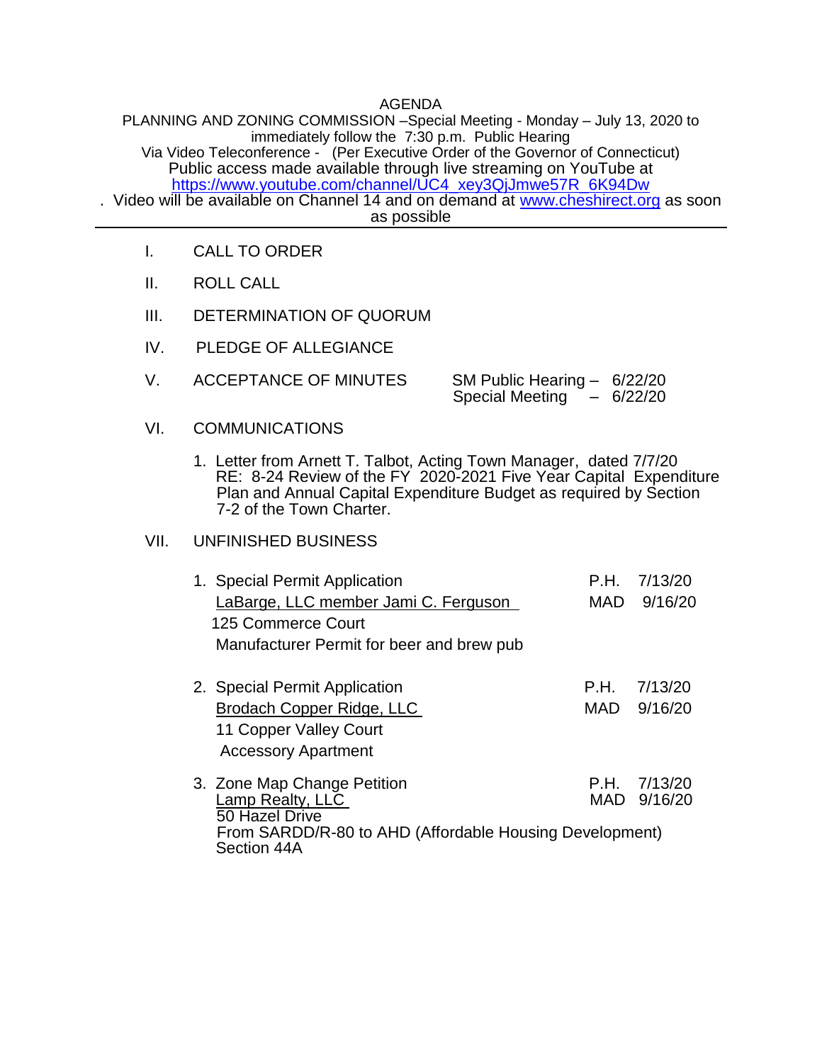# AGENDA

PLANNING AND ZONING COMMISSION –Special Meeting - Monday – July 13, 2020 to immediately follow the 7:30 p.m. Public Hearing
Via Video Teleconference - (Per Executive Order of the Governor of Connecticut)
Public access made available through live streaming on YouTube at https://www.youtube.com/channel/UC4_xey3QjJmwe57R_6K94Dw
. Video will be available on Channel 14 and on demand at www.cheshirect.org as soon as possible

---

I. CALL TO ORDER

II. ROLL CALL

III. DETERMINATION OF QUORUM

IV. PLEDGE OF ALLEGIANCE

V. ACCEPTANCE OF MINUTES — SM Public Hearing – 6/22/20; Special Meeting – 6/22/20

VI. COMMUNICATIONS

1. Letter from Arnett T. Talbot, Acting Town Manager, dated 7/7/20
   RE: 8-24 Review of the FY 2020-2021 Five Year Capital Expenditure Plan and Annual Capital Expenditure Budget as required by Section 7-2 of the Town Charter.

VII. UNFINISHED BUSINESS

1. Special Permit Application — P.H. 7/13/20
   LaBarge, LLC member Jami C. Ferguson — MAD 9/16/20
   125 Commerce Court
   Manufacturer Permit for beer and brew pub

2. Special Permit Application — P.H. 7/13/20
   Brodach Copper Ridge, LLC — MAD 9/16/20
   11 Copper Valley Court
   Accessory Apartment

3. Zone Map Change Petition — P.H. 7/13/20
   Lamp Realty, LLC — MAD 9/16/20
   50 Hazel Drive
   From SARDD/R-80 to AHD (Affordable Housing Development)
   Section 44A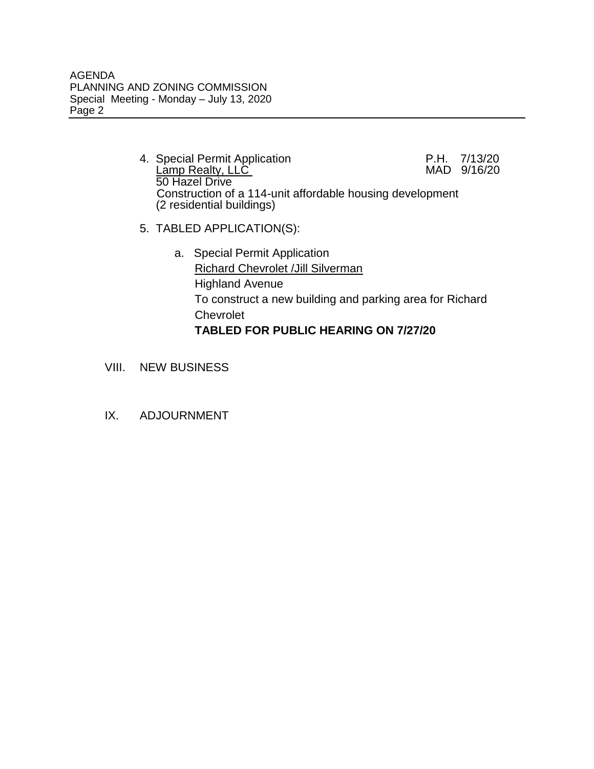4. Special Permit Application — P.H. 7/13/20, MAD 9/16/20
   Lamp Realty, LLC
   50 Hazel Drive
   Construction of a 114-unit affordable housing development (2 residential buildings)

5. TABLED APPLICATION(S):

   a. Special Permit Application
      Richard Chevrolet /Jill Silverman
      Highland Avenue
      To construct a new building and parking area for Richard Chevrolet
      **TABLED FOR PUBLIC HEARING ON 7/27/20**

VIII. NEW BUSINESS

IX. ADJOURNMENT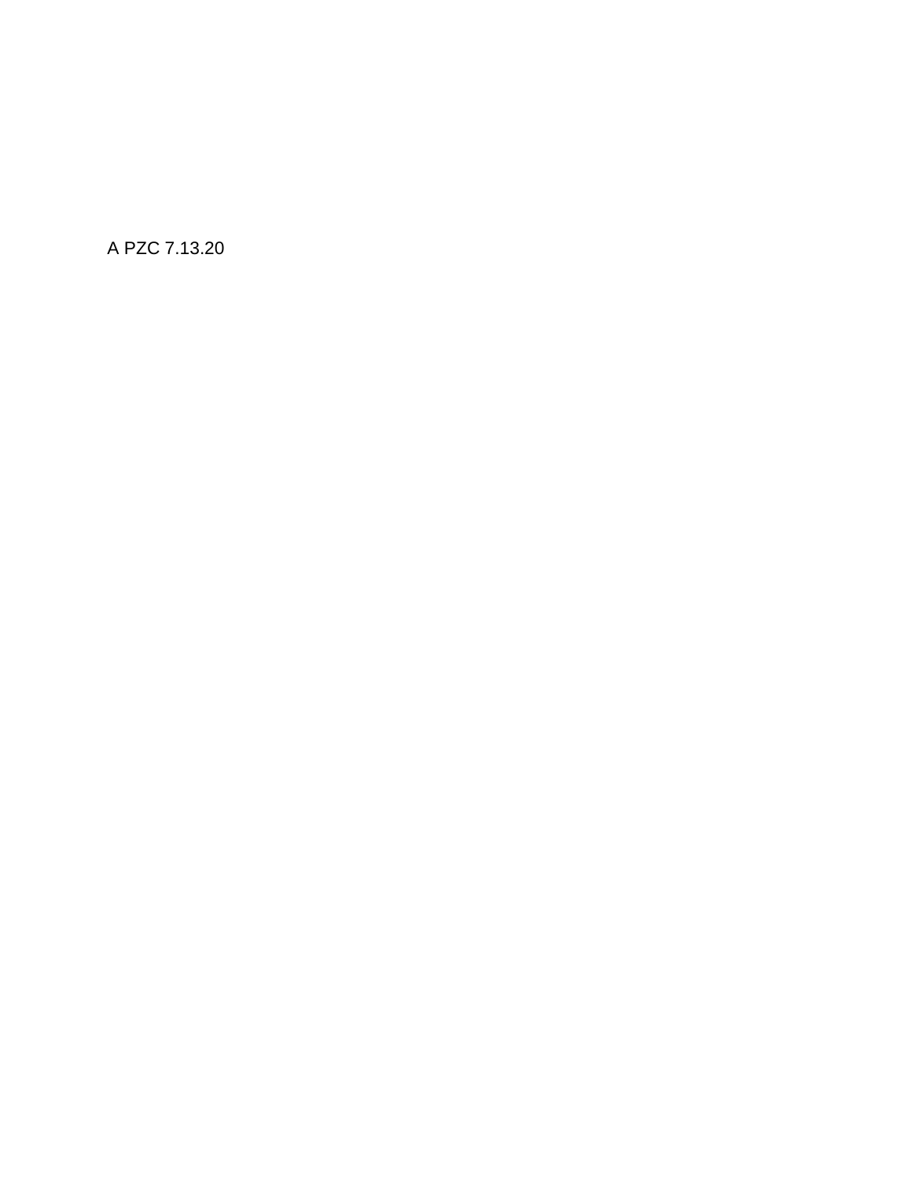A PZC 7.13.20